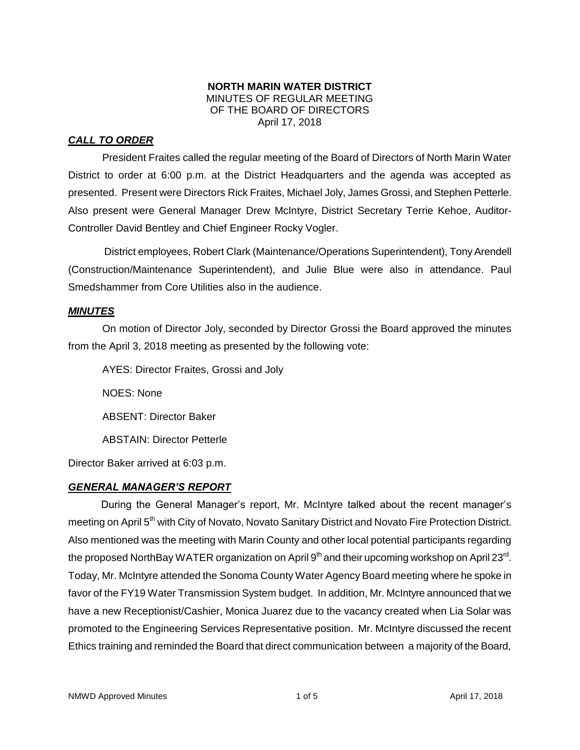**NORTH MARIN WATER DISTRICT**
MINUTES OF REGULAR MEETING
OF THE BOARD OF DIRECTORS
April 17, 2018

## ***CALL TO ORDER***

President Fraites called the regular meeting of the Board of Directors of North Marin Water District to order at 6:00 p.m. at the District Headquarters and the agenda was accepted as presented. Present were Directors Rick Fraites, Michael Joly, James Grossi, and Stephen Petterle. Also present were General Manager Drew McIntyre, District Secretary Terrie Kehoe, Auditor-Controller David Bentley and Chief Engineer Rocky Vogler.

District employees, Robert Clark (Maintenance/Operations Superintendent), Tony Arendell (Construction/Maintenance Superintendent), and Julie Blue were also in attendance. Paul Smedshammer from Core Utilities also in the audience.

## ***MINUTES***

On motion of Director Joly, seconded by Director Grossi the Board approved the minutes from the April 3, 2018 meeting as presented by the following vote:

AYES: Director Fraites, Grossi and Joly

NOES: None

ABSENT: Director Baker

ABSTAIN: Director Petterle

Director Baker arrived at 6:03 p.m.

## ***GENERAL MANAGER'S REPORT***

During the General Manager's report, Mr. McIntyre talked about the recent manager's meeting on April 5th with City of Novato, Novato Sanitary District and Novato Fire Protection District. Also mentioned was the meeting with Marin County and other local potential participants regarding the proposed NorthBay WATER organization on April 9th and their upcoming workshop on April 23rd. Today, Mr. McIntyre attended the Sonoma County Water Agency Board meeting where he spoke in favor of the FY19 Water Transmission System budget. In addition, Mr. McIntyre announced that we have a new Receptionist/Cashier, Monica Juarez due to the vacancy created when Lia Solar was promoted to the Engineering Services Representative position. Mr. McIntyre discussed the recent Ethics training and reminded the Board that direct communication between a majority of the Board,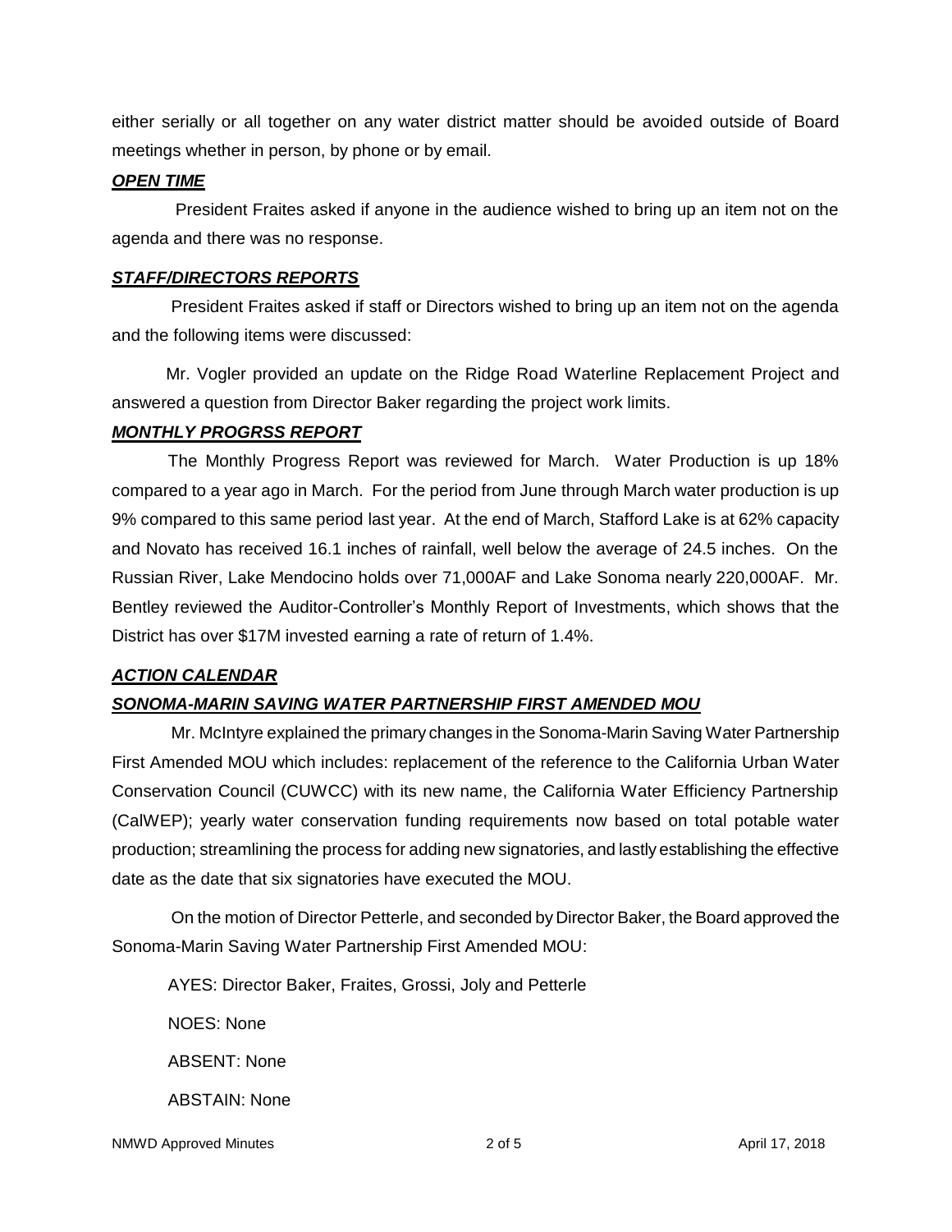either serially or all together on any water district matter should be avoided outside of Board meetings whether in person, by phone or by email.

***OPEN TIME***

President Fraites asked if anyone in the audience wished to bring up an item not on the agenda and there was no response.

***STAFF/DIRECTORS REPORTS***

President Fraites asked if staff or Directors wished to bring up an item not on the agenda and the following items were discussed:

Mr. Vogler provided an update on the Ridge Road Waterline Replacement Project and answered a question from Director Baker regarding the project work limits.

***MONTHLY PROGRSS REPORT***

The Monthly Progress Report was reviewed for March. Water Production is up 18% compared to a year ago in March. For the period from June through March water production is up 9% compared to this same period last year. At the end of March, Stafford Lake is at 62% capacity and Novato has received 16.1 inches of rainfall, well below the average of 24.5 inches. On the Russian River, Lake Mendocino holds over 71,000AF and Lake Sonoma nearly 220,000AF. Mr. Bentley reviewed the Auditor-Controller's Monthly Report of Investments, which shows that the District has over $17M invested earning a rate of return of 1.4%.

***ACTION CALENDAR***

***SONOMA-MARIN SAVING WATER PARTNERSHIP FIRST AMENDED MOU***

Mr. McIntyre explained the primary changes in the Sonoma-Marin Saving Water Partnership First Amended MOU which includes: replacement of the reference to the California Urban Water Conservation Council (CUWCC) with its new name, the California Water Efficiency Partnership (CalWEP); yearly water conservation funding requirements now based on total potable water production; streamlining the process for adding new signatories, and lastly establishing the effective date as the date that six signatories have executed the MOU.

On the motion of Director Petterle, and seconded by Director Baker, the Board approved the Sonoma-Marin Saving Water Partnership First Amended MOU:

AYES: Director Baker, Fraites, Grossi, Joly and Petterle

NOES: None

ABSENT: None

ABSTAIN: None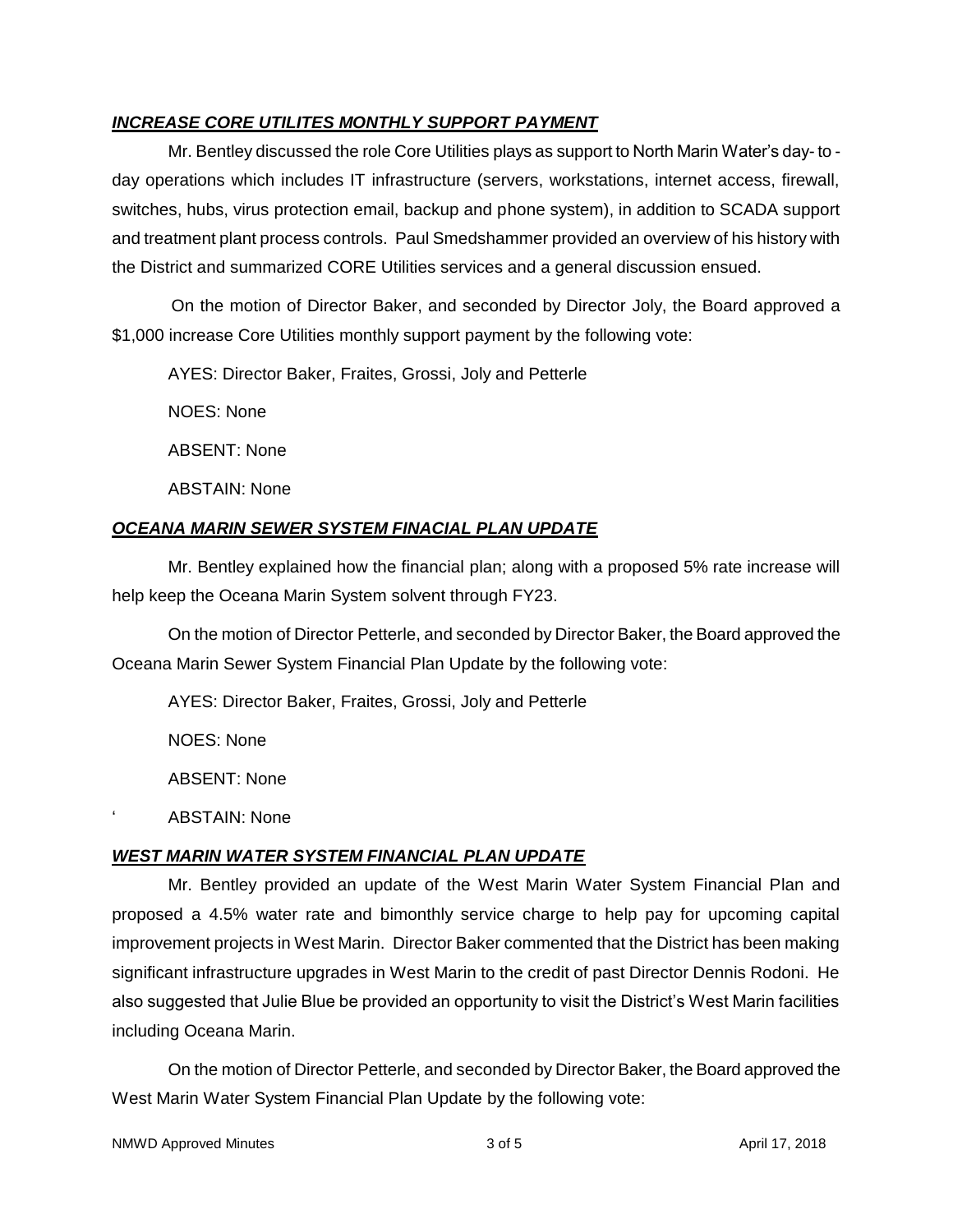### ***INCREASE CORE UTILITES MONTHLY SUPPORT PAYMENT***

Mr. Bentley discussed the role Core Utilities plays as support to North Marin Water's day- to - day operations which includes IT infrastructure (servers, workstations, internet access, firewall, switches, hubs, virus protection email, backup and phone system), in addition to SCADA support and treatment plant process controls. Paul Smedshammer provided an overview of his history with the District and summarized CORE Utilities services and a general discussion ensued.

On the motion of Director Baker, and seconded by Director Joly, the Board approved a $1,000 increase Core Utilities monthly support payment by the following vote:

AYES: Director Baker, Fraites, Grossi, Joly and Petterle

NOES: None

ABSENT: None

ABSTAIN: None

### ***OCEANA MARIN SEWER SYSTEM FINACIAL PLAN UPDATE***

Mr. Bentley explained how the financial plan; along with a proposed 5% rate increase will help keep the Oceana Marin System solvent through FY23.

On the motion of Director Petterle, and seconded by Director Baker, the Board approved the Oceana Marin Sewer System Financial Plan Update by the following vote:

AYES: Director Baker, Fraites, Grossi, Joly and Petterle

NOES: None

ABSENT: None

ABSTAIN: None

### ***WEST MARIN WATER SYSTEM FINANCIAL PLAN UPDATE***

Mr. Bentley provided an update of the West Marin Water System Financial Plan and proposed a 4.5% water rate and bimonthly service charge to help pay for upcoming capital improvement projects in West Marin. Director Baker commented that the District has been making significant infrastructure upgrades in West Marin to the credit of past Director Dennis Rodoni. He also suggested that Julie Blue be provided an opportunity to visit the District's West Marin facilities including Oceana Marin.

On the motion of Director Petterle, and seconded by Director Baker, the Board approved the West Marin Water System Financial Plan Update by the following vote: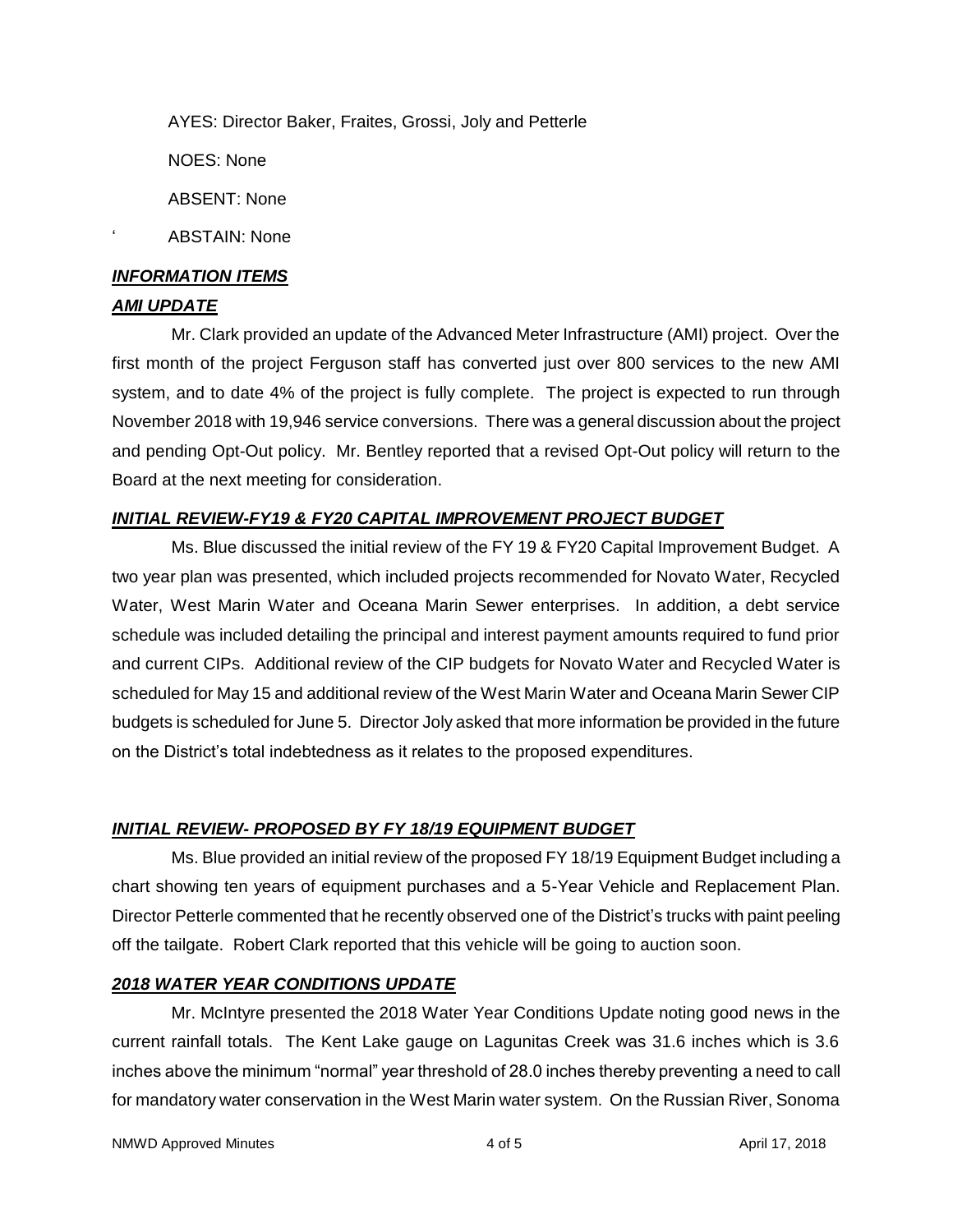AYES: Director Baker, Fraites, Grossi, Joly and Petterle

NOES: None

ABSENT: None

‘ ABSTAIN: None

***INFORMATION ITEMS***

***AMI UPDATE***

Mr. Clark provided an update of the Advanced Meter Infrastructure (AMI) project. Over the first month of the project Ferguson staff has converted just over 800 services to the new AMI system, and to date 4% of the project is fully complete. The project is expected to run through November 2018 with 19,946 service conversions. There was a general discussion about the project and pending Opt-Out policy. Mr. Bentley reported that a revised Opt-Out policy will return to the Board at the next meeting for consideration.

***INITIAL REVIEW-FY19 & FY20 CAPITAL IMPROVEMENT PROJECT BUDGET***

Ms. Blue discussed the initial review of the FY 19 & FY20 Capital Improvement Budget. A two year plan was presented, which included projects recommended for Novato Water, Recycled Water, West Marin Water and Oceana Marin Sewer enterprises. In addition, a debt service schedule was included detailing the principal and interest payment amounts required to fund prior and current CIPs. Additional review of the CIP budgets for Novato Water and Recycled Water is scheduled for May 15 and additional review of the West Marin Water and Oceana Marin Sewer CIP budgets is scheduled for June 5. Director Joly asked that more information be provided in the future on the District's total indebtedness as it relates to the proposed expenditures.

***INITIAL REVIEW- PROPOSED BY FY 18/19 EQUIPMENT BUDGET***

Ms. Blue provided an initial review of the proposed FY 18/19 Equipment Budget including a chart showing ten years of equipment purchases and a 5-Year Vehicle and Replacement Plan. Director Petterle commented that he recently observed one of the District's trucks with paint peeling off the tailgate. Robert Clark reported that this vehicle will be going to auction soon.

***2018 WATER YEAR CONDITIONS UPDATE***

Mr. McIntyre presented the 2018 Water Year Conditions Update noting good news in the current rainfall totals. The Kent Lake gauge on Lagunitas Creek was 31.6 inches which is 3.6 inches above the minimum "normal" year threshold of 28.0 inches thereby preventing a need to call for mandatory water conservation in the West Marin water system. On the Russian River, Sonoma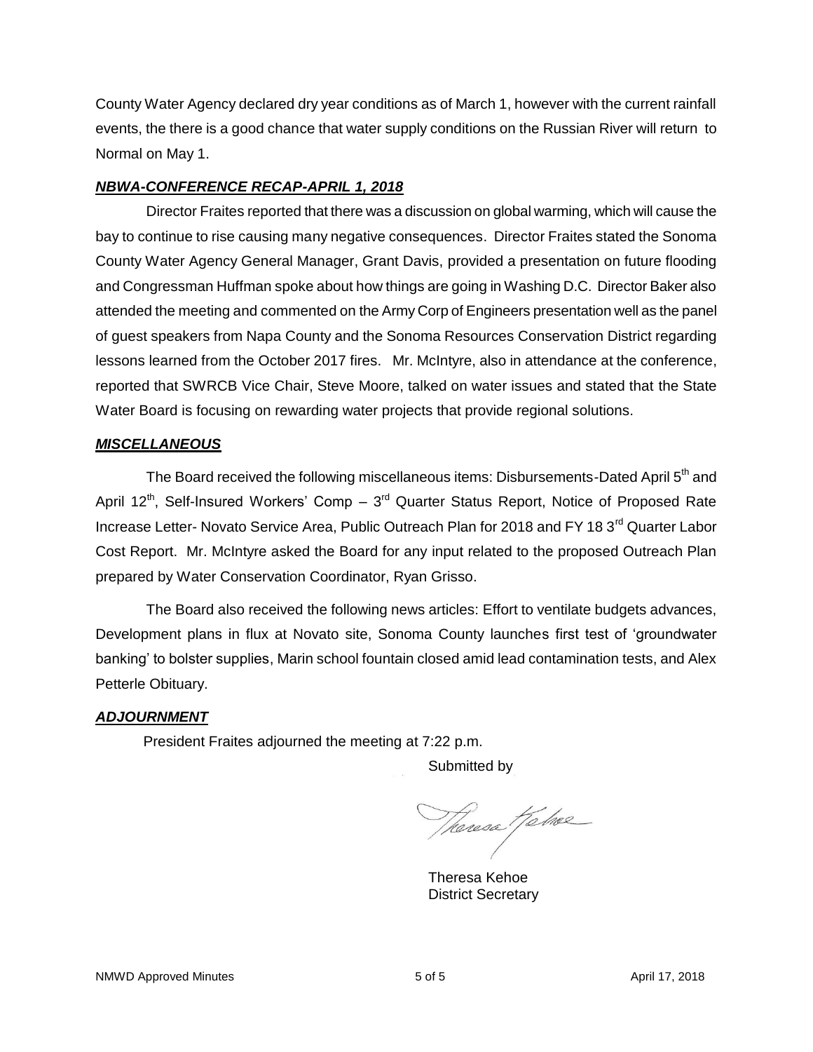County Water Agency declared dry year conditions as of March 1, however with the current rainfall events, the there is a good chance that water supply conditions on the Russian River will return to Normal on May 1.

## ***NBWA-CONFERENCE RECAP-APRIL 1, 2018***

Director Fraites reported that there was a discussion on global warming, which will cause the bay to continue to rise causing many negative consequences. Director Fraites stated the Sonoma County Water Agency General Manager, Grant Davis, provided a presentation on future flooding and Congressman Huffman spoke about how things are going in Washing D.C. Director Baker also attended the meeting and commented on the Army Corp of Engineers presentation well as the panel of guest speakers from Napa County and the Sonoma Resources Conservation District regarding lessons learned from the October 2017 fires. Mr. McIntyre, also in attendance at the conference, reported that SWRCB Vice Chair, Steve Moore, talked on water issues and stated that the State Water Board is focusing on rewarding water projects that provide regional solutions.

## ***MISCELLANEOUS***

The Board received the following miscellaneous items: Disbursements-Dated April 5th and April 12th, Self-Insured Workers' Comp – 3rd Quarter Status Report, Notice of Proposed Rate Increase Letter- Novato Service Area, Public Outreach Plan for 2018 and FY 18 3rd Quarter Labor Cost Report. Mr. McIntyre asked the Board for any input related to the proposed Outreach Plan prepared by Water Conservation Coordinator, Ryan Grisso.

The Board also received the following news articles: Effort to ventilate budgets advances, Development plans in flux at Novato site, Sonoma County launches first test of 'groundwater banking' to bolster supplies, Marin school fountain closed amid lead contamination tests, and Alex Petterle Obituary.

## ***ADJOURNMENT***

President Fraites adjourned the meeting at 7:22 p.m.

Submitted by

Theresa Kehoe

Theresa Kehoe
District Secretary